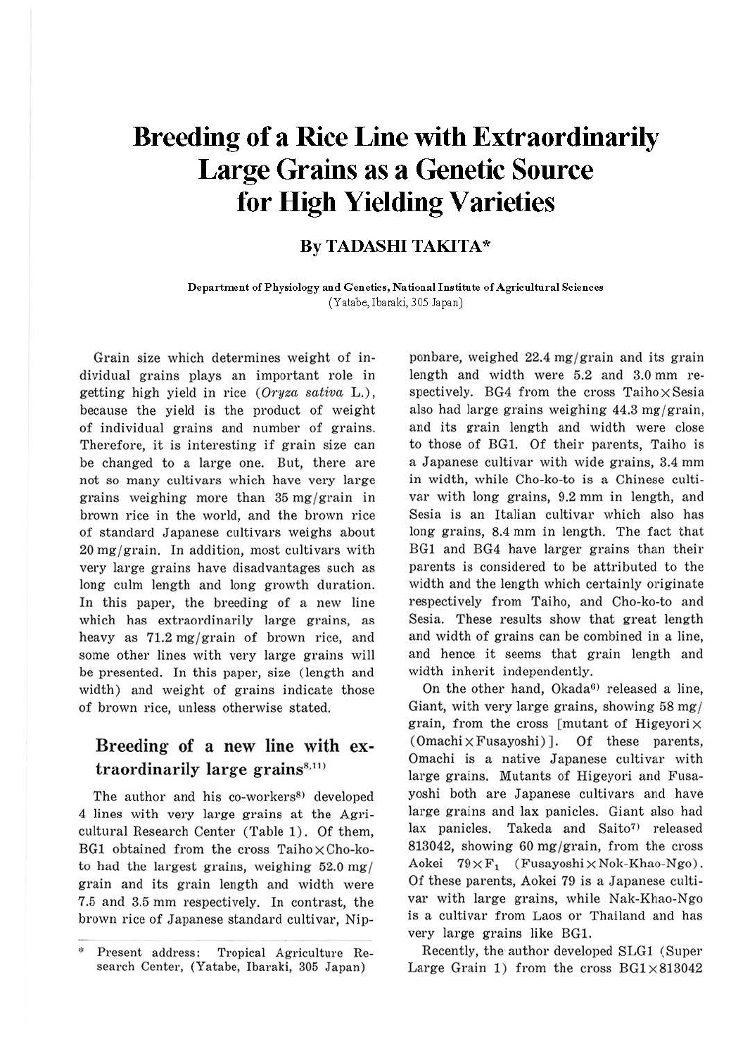# Breeding of a Rice Line with Extraordinarily Large Grains as a Genetic Source for High Yielding Varieties

## By TADASHI TAKITA*

Department of Physiology and Genetics, National Institute of Agricultural Sciences (Yatabe, Ibaraki, 305 Japan)

Grain size which determines weight of individual grains plays an important role in getting high yield in rice (*Oryza sativa* L.), because the yield is the product of weight of individual grains and number of grains. Therefore, it is interesting if grain size can be changed to a large one. But, there are not so many cultivars which have very large grains weighing more than 35 mg/grain in brown rice in the world, and the brown rice of standard Japanese cultivars weighs about 20 mg/grain. In addition, most cultivars with very large grains have disadvantages such as long culm length and long growth duration. In this paper, the breeding of a new line which has extraordinarily large grains, as heavy as 71.2 mg/grain of brown rice, and some other lines with very large grains will be presented. In this paper, size (length and width) and weight of grains indicate those of brown rice, unless otherwise stated.

## Breeding of a new line with extraordinarily large grains[8,11]

The author and his co-workers[8] developed 4 lines with very large grains at the Agricultural Research Center (Table 1). Of them, BG1 obtained from the cross Taiho×Cho-ko-to had the largest grains, weighing 52.0 mg/grain and its grain length and width were 7.5 and 3.5 mm respectively. In contrast, the brown rice of Japanese standard cultivar, Nipponbare, weighed 22.4 mg/grain and its grain length and width were 5.2 and 3.0 mm respectively. BG4 from the cross Taiho×Sesia also had large grains weighing 44.3 mg/grain, and its grain length and width were close to those of BG1. Of their parents, Taiho is a Japanese cultivar with wide grains, 3.4 mm in width, while Cho-ko-to is a Chinese cultivar with long grains, 9.2 mm in length, and Sesia is an Italian cultivar which also has long grains, 8.4 mm in length. The fact that BG1 and BG4 have larger grains than their parents is considered to be attributed to the width and the length which certainly originate respectively from Taiho, and Cho-ko-to and Sesia. These results show that great length and width of grains can be combined in a line, and hence it seems that grain length and width inherit independently.

On the other hand, Okada[6] released a line, Giant, with very large grains, showing 58 mg/grain, from the cross [mutant of Higeyori×(Omachi×Fusayoshi)]. Of these parents, Omachi is a native Japanese cultivar with large grains. Mutants of Higeyori and Fusayoshi both are Japanese cultivars and have large grains and lax panicles. Giant also had lax panicles. Takeda and Saito[7] released 813042, showing 60 mg/grain, from the cross Aokei 79×$F_1$ (Fusayoshi×Nok-Khao-Ngo). Of these parents, Aokei 79 is a Japanese cultivar with large grains, while Nak-Khao-Ngo is a cultivar from Laos or Thailand and has very large grains like BG1.

Recently, the author developed SLG1 (Super Large Grain 1) from the cross BG1×813042

\* Present address: Tropical Agriculture Research Center, (Yatabe, Ibaraki, 305 Japan)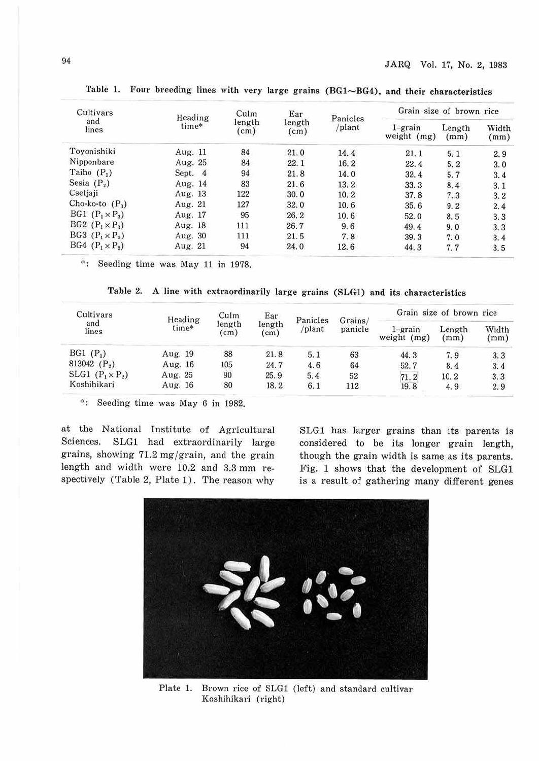Table 1. Four breeding lines with very large grains (BG1~BG4), and their characteristics

| Cultivars and lines | Heading time* | Culm length (cm) | Ear length (cm) | Panicles /plant | Grain size of brown rice | | |
|---|---|---|---|---|---|---|---|
| | | | | | 1-grain weight (mg) | Length (mm) | Width (mm) |
| Toyonishiki | Aug. 11 | 84 | 21.0 | 14.4 | 21.1 | 5.1 | 2.9 |
| Nipponbare | Aug. 25 | 84 | 22.1 | 16.2 | 22.4 | 5.2 | 3.0 |
| Taiho ($P_1$) | Sept. 4 | 94 | 21.8 | 14.0 | 32.4 | 5.7 | 3.4 |
| Sesia ($P_2$) | Aug. 14 | 83 | 21.6 | 13.2 | 33.3 | 8.4 | 3.1 |
| Cseljaji | Aug. 13 | 122 | 30.0 | 10.2 | 37.8 | 7.3 | 3.2 |
| Cho-ko-to ($P_3$) | Aug. 21 | 127 | 32.0 | 10.6 | 35.6 | 9.2 | 2.4 |
| BG1 ($P_1 \times P_3$) | Aug. 17 | 95 | 26.2 | 10.6 | 52.0 | 8.5 | 3.3 |
| BG2 ($P_1 \times P_3$) | Aug. 18 | 111 | 26.7 | 9.6 | 49.4 | 9.0 | 3.3 |
| BG3 ($P_1 \times P_2$) | Aug. 30 | 111 | 21.5 | 7.8 | 39.3 | 7.0 | 3.4 |
| BG4 ($P_1 \times P_2$) | Aug. 21 | 94 | 24.0 | 12.6 | 44.3 | 7.7 | 3.5 |

*: Seeding time was May 11 in 1978.

Table 2. A line with extraordinarily large grains (SLG1) and its characteristics

| Cultivars and lines | Heading time* | Culm length (cm) | Ear length (cm) | Panicles /plant | Grains/ panicle | Grain size of brown rice | | |
|---|---|---|---|---|---|---|---|---|
| | | | | | | 1-grain weight (mg) | Length (mm) | Width (mm) |
| BG1 ($P_1$) | Aug. 19 | 88 | 21.8 | 5.1 | 63 | 44.3 | 7.9 | 3.3 |
| 813042 ($P_2$) | Aug. 16 | 105 | 24.7 | 4.6 | 64 | 52.7 | 8.4 | 3.4 |
| SLG1 ($P_1 \times P_2$) | Aug. 25 | 90 | 25.9 | 5.4 | 52 | 71.2 | 10.2 | 3.3 |
| Koshihikari | Aug. 16 | 80 | 18.2 | 6.1 | 112 | 19.8 | 4.9 | 2.9 |

*: Seeding time was May 6 in 1982.

at the National Institute of Agricultural Sciences. SLG1 had extraordinarily large grains, showing 71.2 mg/grain, and the grain length and width were 10.2 and 3.3 mm respectively (Table 2, Plate 1). The reason why SLG1 has larger grains than its parents is considered to be its longer grain length, though the grain width is same as its parents. Fig. 1 shows that the development of SLG1 is a result of gathering many different genes

Plate 1. Brown rice of SLG1 (left) and standard cultivar Koshihikari (right)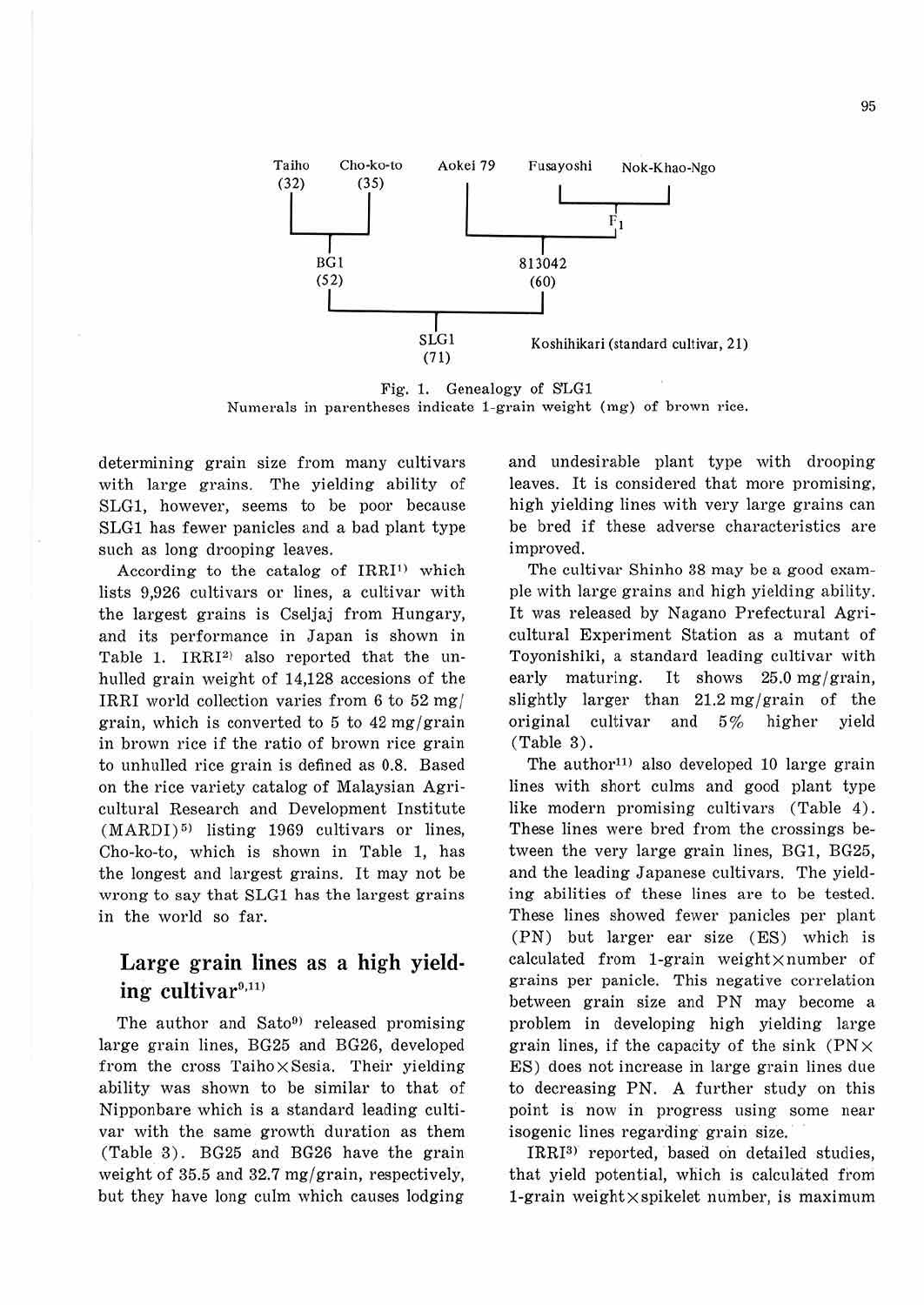Taiho (32) · Cho-ko-to (35) · Aokei 79 · Fusayoshi · Nok-Khao-Ngo

Taiho × Cho-ko-to → BG1 (52)

Fusayoshi × Nok-Khao-Ngo → $F_1$

Aokei 79 × $F_1$ → 813042 (60)

BG1 × 813042 → SLG1 (71)

Koshihikari (standard cultivar, 21)

Fig. 1. Genealogy of SLG1
Numerals in parentheses indicate 1-grain weight (mg) of brown rice.

determining grain size from many cultivars with large grains. The yielding ability of SLG1, however, seems to be poor because SLG1 has fewer panicles and a bad plant type such as long drooping leaves.

According to the catalog of IRRI[1] which lists 9,926 cultivars or lines, a cultivar with the largest grains is Cseljaj from Hungary, and its performance in Japan is shown in Table 1. IRRI[2] also reported that the unhulled grain weight of 14,128 accesions of the IRRI world collection varies from 6 to 52 mg/grain, which is converted to 5 to 42 mg/grain in brown rice if the ratio of brown rice grain to unhulled rice grain is defined as 0.8. Based on the rice variety catalog of Malaysian Agricultural Research and Development Institute (MARDI)[5] listing 1969 cultivars or lines, Cho-ko-to, which is shown in Table 1, has the longest and largest grains. It may not be wrong to say that SLG1 has the largest grains in the world so far.

## Large grain lines as a high yielding cultivar[9,11]

The author and Sato[9] released promising large grain lines, BG25 and BG26, developed from the cross Taiho×Sesia. Their yielding ability was shown to be similar to that of Nipponbare which is a standard leading cultivar with the same growth duration as them (Table 3). BG25 and BG26 have the grain weight of 35.5 and 32.7 mg/grain, respectively, but they have long culm which causes lodging and undesirable plant type with drooping leaves. It is considered that more promising, high yielding lines with very large grains can be bred if these adverse characteristics are improved.

The cultivar Shinho 38 may be a good example with large grains and high yielding ability. It was released by Nagano Prefectural Agricultural Experiment Station as a mutant of Toyonishiki, a standard leading cultivar with early maturing. It shows 25.0 mg/grain, slightly larger than 21.2 mg/grain of the original cultivar and 5% higher yield (Table 3).

The author[11] also developed 10 large grain lines with short culms and good plant type like modern promising cultivars (Table 4). These lines were bred from the crossings between the very large grain lines, BG1, BG25, and the leading Japanese cultivars. The yielding abilities of these lines are to be tested. These lines showed fewer panicles per plant (PN) but larger ear size (ES) which is calculated from 1-grain weight×number of grains per panicle. This negative correlation between grain size and PN may become a problem in developing high yielding large grain lines, if the capacity of the sink (PN×ES) does not increase in large grain lines due to decreasing PN. A further study on this point is now in progress using some near isogenic lines regarding grain size.

IRRI[3] reported, based on detailed studies, that yield potential, which is calculated from 1-grain weight×spikelet number, is maximum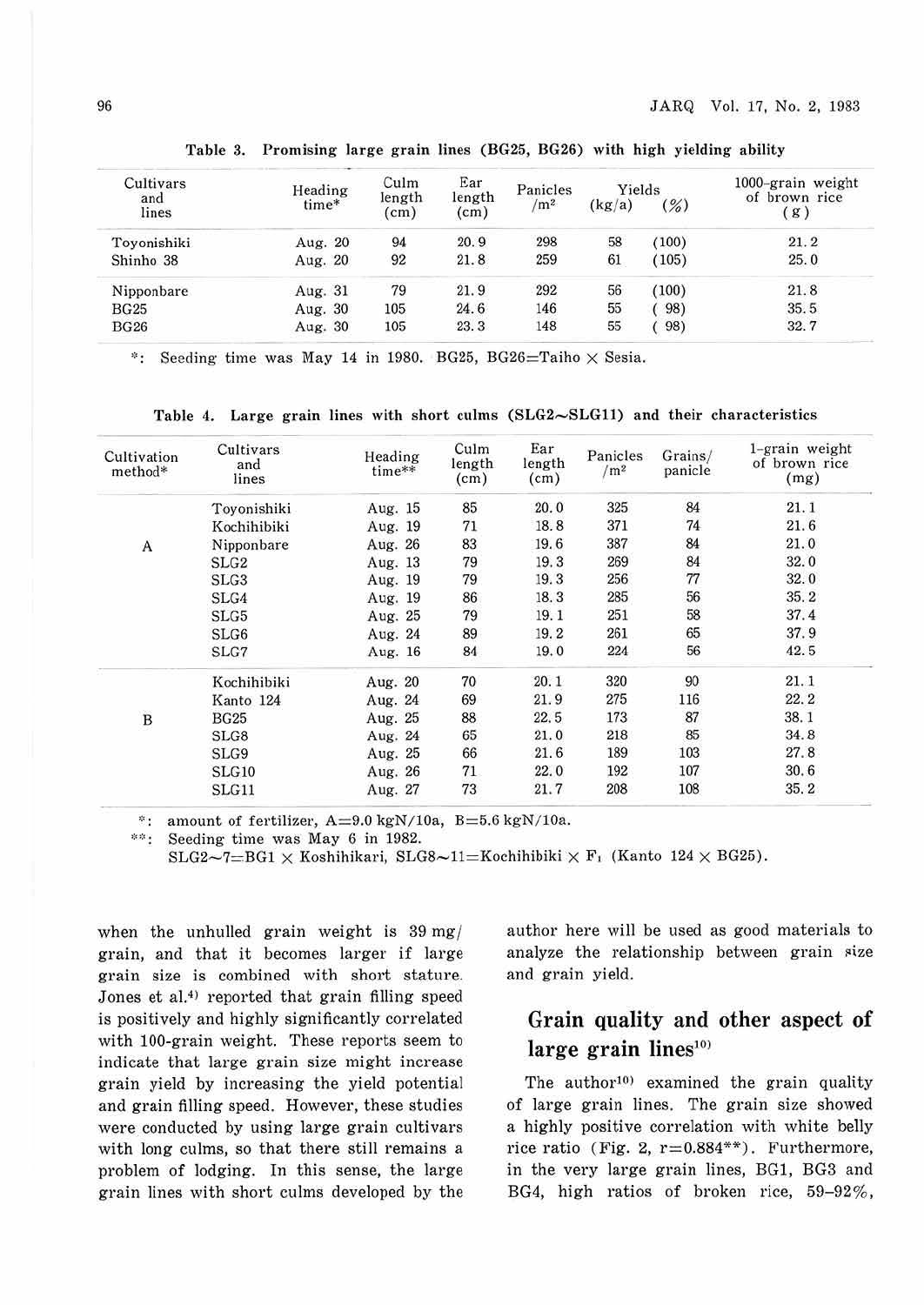Table 3. Promising large grain lines (BG25, BG26) with high yielding ability

| Cultivars and lines | Heading time* | Culm length (cm) | Ear length (cm) | Panicles /m² | Yields (kg/a) | (%) | 1000-grain weight of brown rice (g) |
|---|---|---|---|---|---|---|---|
| Toyonishiki | Aug. 20 | 94 | 20.9 | 298 | 58 | (100) | 21.2 |
| Shinho 38 | Aug. 20 | 92 | 21.8 | 259 | 61 | (105) | 25.0 |
| Nipponbare | Aug. 31 | 79 | 21.9 | 292 | 56 | (100) | 21.8 |
| BG25 | Aug. 30 | 105 | 24.6 | 146 | 55 | ( 98) | 35.5 |
| BG26 | Aug. 30 | 105 | 23.3 | 148 | 55 | ( 98) | 32.7 |

*: Seeding time was May 14 in 1980. BG25, BG26=Taiho × Sesia.

Table 4. Large grain lines with short culms (SLG2~SLG11) and their characteristics

| Cultivation method* | Cultivars and lines | Heading time** | Culm length (cm) | Ear length (cm) | Panicles /m² | Grains/ panicle | 1-grain weight of brown rice (mg) |
|---|---|---|---|---|---|---|---|
| A | Toyonishiki | Aug. 15 | 85 | 20.0 | 325 | 84 | 21.1 |
| | Kochihibiki | Aug. 19 | 71 | 18.8 | 371 | 74 | 21.6 |
| | Nipponbare | Aug. 26 | 83 | 19.6 | 387 | 84 | 21.0 |
| | SLG2 | Aug. 13 | 79 | 19.3 | 269 | 84 | 32.0 |
| | SLG3 | Aug. 19 | 79 | 19.3 | 256 | 77 | 32.0 |
| | SLG4 | Aug. 19 | 86 | 18.3 | 285 | 56 | 35.2 |
| | SLG5 | Aug. 25 | 79 | 19.1 | 251 | 58 | 37.4 |
| | SLG6 | Aug. 24 | 89 | 19.2 | 261 | 65 | 37.9 |
| | SLG7 | Aug. 16 | 84 | 19.0 | 224 | 56 | 42.5 |
| B | Kochihibiki | Aug. 20 | 70 | 20.1 | 320 | 90 | 21.1 |
| | Kanto 124 | Aug. 24 | 69 | 21.9 | 275 | 116 | 22.2 |
| | BG25 | Aug. 25 | 88 | 22.5 | 173 | 87 | 38.1 |
| | SLG8 | Aug. 24 | 65 | 21.0 | 218 | 85 | 34.8 |
| | SLG9 | Aug. 25 | 66 | 21.6 | 189 | 103 | 27.8 |
| | SLG10 | Aug. 26 | 71 | 22.0 | 192 | 107 | 30.6 |
| | SLG11 | Aug. 27 | 73 | 21.7 | 208 | 108 | 35.2 |

*: amount of fertilizer, A=9.0 kgN/10a, B=5.6 kgN/10a.
**: Seeding time was May 6 in 1982.
SLG2~7=BG1 × Koshihikari, SLG8~11=Kochihibiki × $F_1$ (Kanto 124 × BG25).

when the unhulled grain weight is 39 mg/grain, and that it becomes larger if large grain size is combined with short stature. Jones et al.[4] reported that grain filling speed is positively and highly significantly correlated with 100-grain weight. These reports seem to indicate that large grain size might increase grain yield by increasing the yield potential and grain filling speed. However, these studies were conducted by using large grain cultivars with long culms, so that there still remains a problem of lodging. In this sense, the large grain lines with short culms developed by the author here will be used as good materials to analyze the relationship between grain size and grain yield.

## Grain quality and other aspect of large grain lines[10]

The author[10] examined the grain quality of large grain lines. The grain size showed a highly positive correlation with white belly rice ratio (Fig. 2, r=0.884**). Furthermore, in the very large grain lines, BG1, BG3 and BG4, high ratios of broken rice, 59–92%,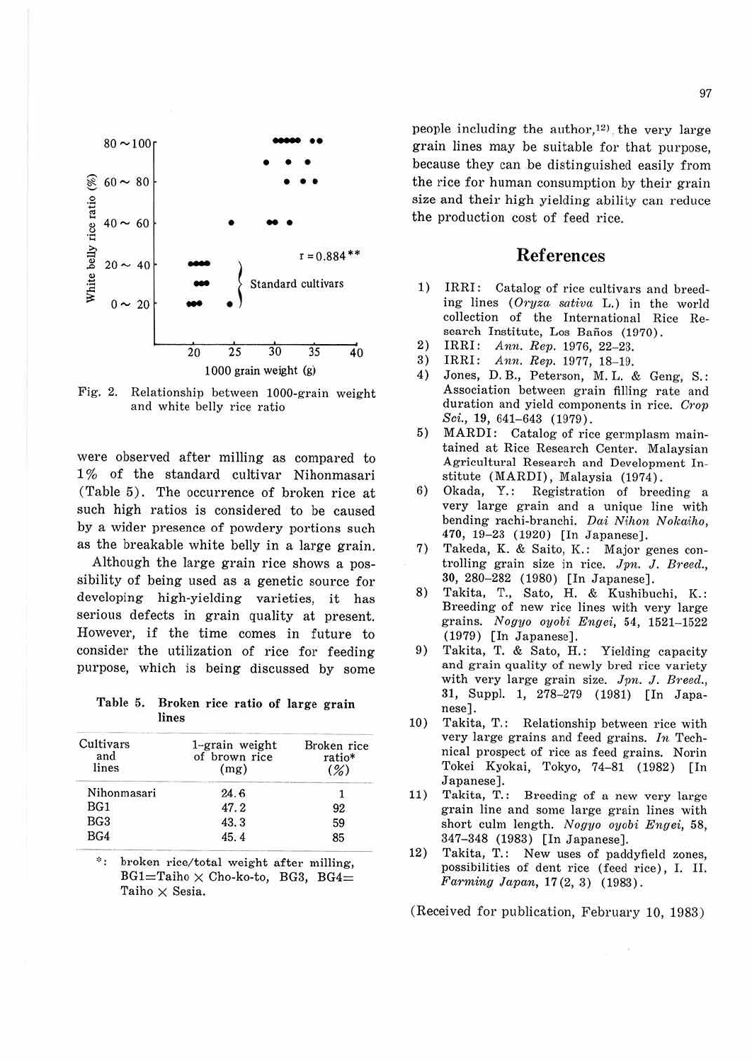80 ~ 100

60 ~ 80

40 ~ 60

20 ~ 40

0 ~ 20

White belly rice ratio (%)

r = 0.884**

Standard cultivars

20 25 30 35 40

1000 grain weight (g)

Fig. 2. Relationship between 1000-grain weight and white belly rice ratio

were observed after milling as compared to 1% of the standard cultivar Nihonmasari (Table 5). The occurrence of broken rice at such high ratios is considered to be caused by a wider presence of powdery portions such as the breakable white belly in a large grain.

Although the large grain rice shows a possibility of being used as a genetic source for developing high-yielding varieties, it has serious defects in grain quality at present. However, if the time comes in future to consider the utilization of rice for feeding purpose, which is being discussed by some people including the author,[12] the very large grain lines may be suitable for that purpose, because they can be distinguished easily from the rice for human consumption by their grain size and their high yielding ability can reduce the production cost of feed rice.

**Table 5. Broken rice ratio of large grain lines**

| Cultivars and lines | 1-grain weight of brown rice (mg) | Broken rice ratio* (%) |
|---|---|---|
| Nihonmasari | 24.6 | 1 |
| BG1 | 47.2 | 92 |
| BG3 | 43.3 | 59 |
| BG4 | 45.4 | 85 |

*: broken rice/total weight after milling, BG1=Taiho × Cho-ko-to, BG3, BG4=Taiho × Sesia.

## References

1) IRRI: Catalog of rice cultivars and breeding lines (*Oryza sativa* L.) in the world collection of the International Rice Research Institute, Los Baños (1970).
2) IRRI: *Ann. Rep.* 1976, 22–23.
3) IRRI: *Ann. Rep.* 1977, 18–19.
4) Jones, D. B., Peterson, M. L. & Geng, S.: Association between grain filling rate and duration and yield components in rice. *Crop Sci.*, 19, 641–643 (1979).
5) MARDI: Catalog of rice germplasm maintained at Rice Research Center. Malaysian Agricultural Research and Development Institute (MARDI), Malaysia (1974).
6) Okada, Y.: Registration of breeding a very large grain and a unique line with bending rachi-branchi. *Dai Nihon Nokaiho*, 470, 19–23 (1920) [In Japanese].
7) Takeda, K. & Saito, K.: Major genes controlling grain size in rice. *Jpn. J. Breed.*, 30, 280–282 (1980) [In Japanese].
8) Takita, T., Sato, H. & Kushibuchi, K.: Breeding of new rice lines with very large grains. *Nogyo oyobi Engei*, 54, 1521–1522 (1979) [In Japanese].
9) Takita, T. & Sato, H.: Yielding capacity and grain quality of newly bred rice variety with very large grain size. *Jpn. J. Breed.*, 31, Suppl. 1, 278–279 (1981) [In Japanese].
10) Takita, T.: Relationship between rice with very large grains and feed grains. *In* Technical prospect of rice as feed grains. Norin Tokei Kyokai, Tokyo, 74–81 (1982) [In Japanese].
11) Takita, T.: Breeding of a new very large grain line and some large grain lines with short culm length. *Nogyo oyobi Engei*, 58, 347–348 (1983) [In Japanese].
12) Takita, T.: New uses of paddyfield zones, possibilities of dent rice (feed rice), I. II. *Farming Japan*, 17(2, 3) (1983).

(Received for publication, February 10, 1983)